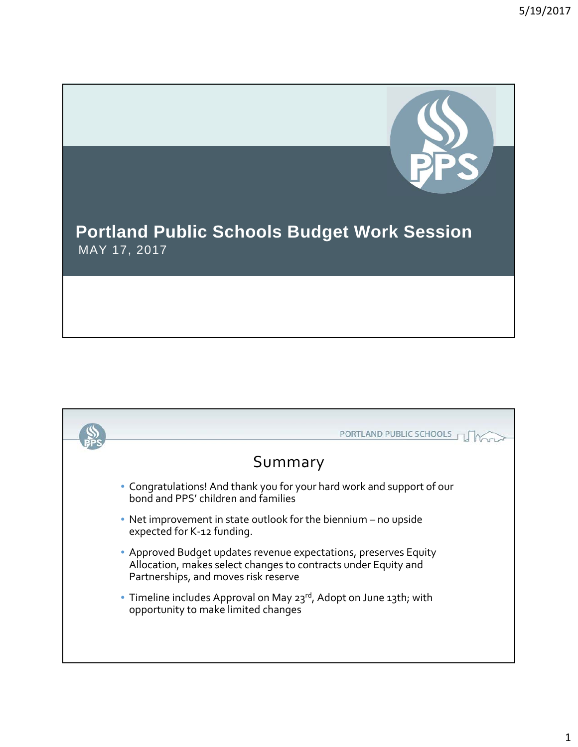# Portland Public Schools Budget Work Session

MAY 17, 2017

## Summary

- Congratulations! And thank you for your hard work and support of our bond and PPS' children and families
- Net improvement in state outlook for the biennium – no upside expected for K-12 funding.
- Approved Budget updates revenue expectations, preserves Equity Allocation, makes select changes to contracts under Equity and Partnerships, and moves risk reserve
- Timeline includes Approval on May 23rd, Adopt on June 13th; with opportunity to make limited changes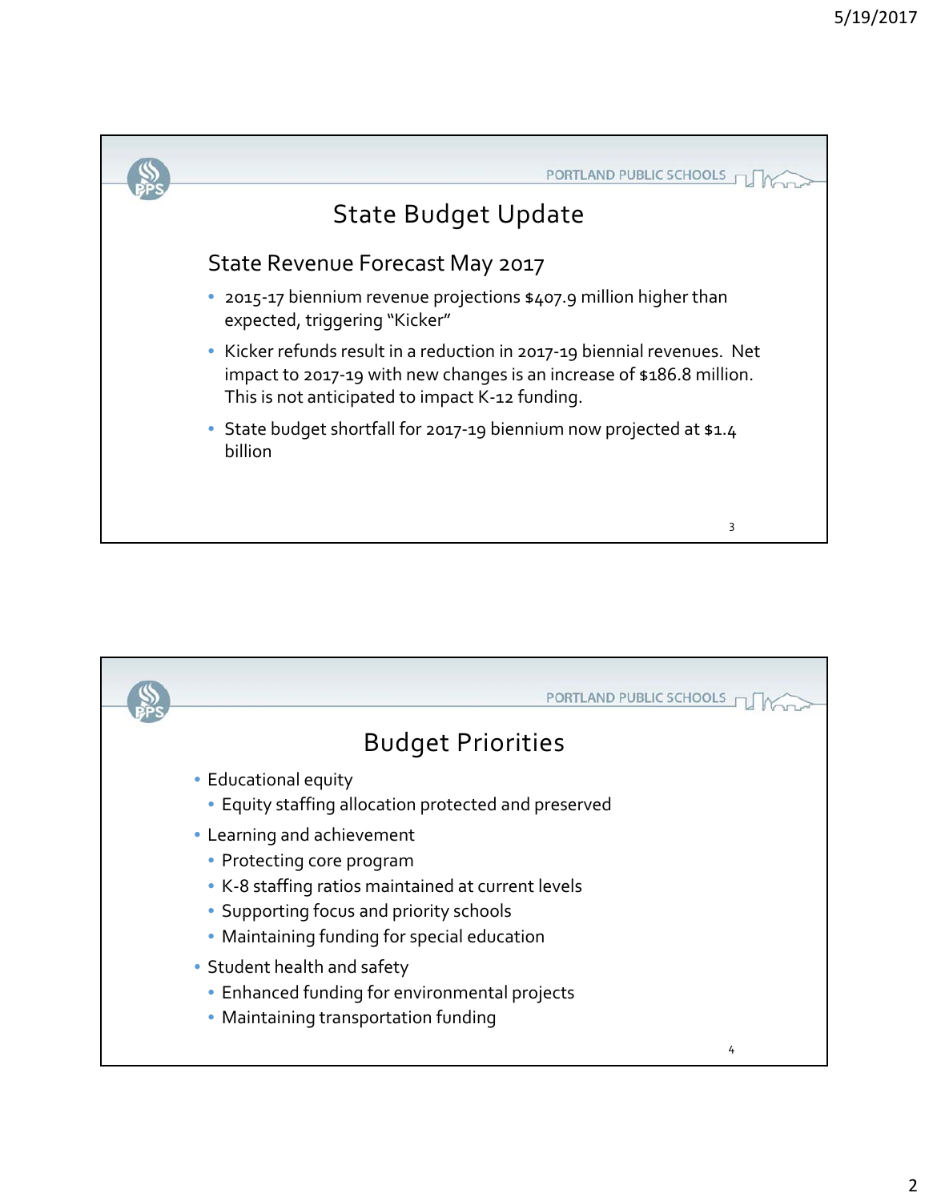## State Budget Update

### State Revenue Forecast May 2017

- 2015-17 biennium revenue projections $407.9 million higher than expected, triggering "Kicker"
- Kicker refunds result in a reduction in 2017-19 biennial revenues. Net impact to 2017-19 with new changes is an increase of $186.8 million. This is not anticipated to impact K-12 funding.
- State budget shortfall for 2017-19 biennium now projected at $1.4 billion

## Budget Priorities

- Educational equity
  - Equity staffing allocation protected and preserved
- Learning and achievement
  - Protecting core program
  - K-8 staffing ratios maintained at current levels
  - Supporting focus and priority schools
  - Maintaining funding for special education
- Student health and safety
  - Enhanced funding for environmental projects
  - Maintaining transportation funding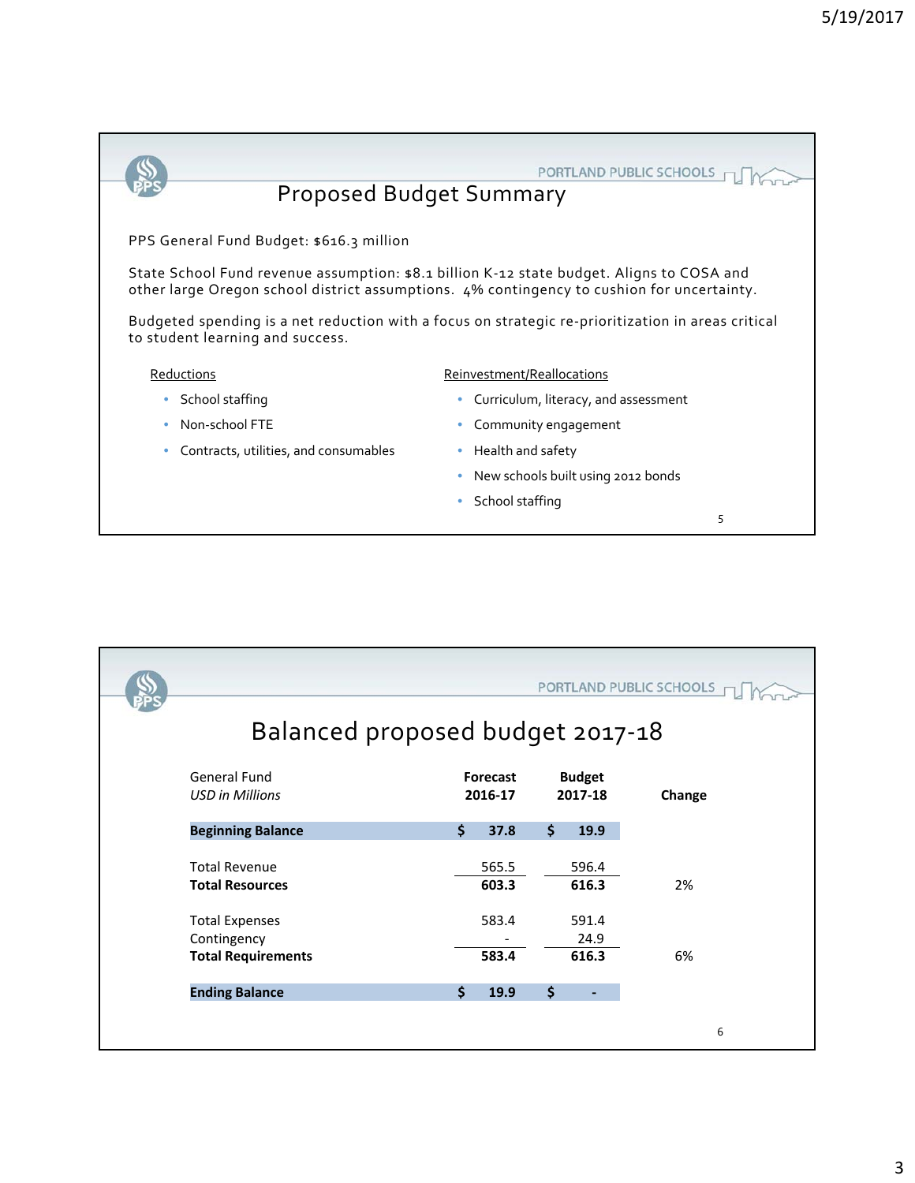## Proposed Budget Summary

PPS General Fund Budget: $616.3 million

State School Fund revenue assumption: $8.1 billion K-12 state budget. Aligns to COSA and other large Oregon school district assumptions. 4% contingency to cushion for uncertainty.

Budgeted spending is a net reduction with a focus on strategic re-prioritization in areas critical to student learning and success.

Reductions

- School staffing
- Non-school FTE
- Contracts, utilities, and consumables

Reinvestment/Reallocations

- Curriculum, literacy, and assessment
- Community engagement
- Health and safety
- New schools built using 2012 bonds
- School staffing

## Balanced proposed budget 2017-18

| General Fund *USD in Millions* | Forecast 2016-17 | Budget 2017-18 | Change |
|---|---|---|---|
| **Beginning Balance** | **$ 37.8** | **$ 19.9** | |
| Total Revenue | 565.5 | 596.4 | |
| **Total Resources** | **603.3** | **616.3** | 2% |
| Total Expenses | 583.4 | 591.4 | |
| Contingency | - | 24.9 | |
| **Total Requirements** | **583.4** | **616.3** | 6% |
| **Ending Balance** | **$ 19.9** | **$ -** | |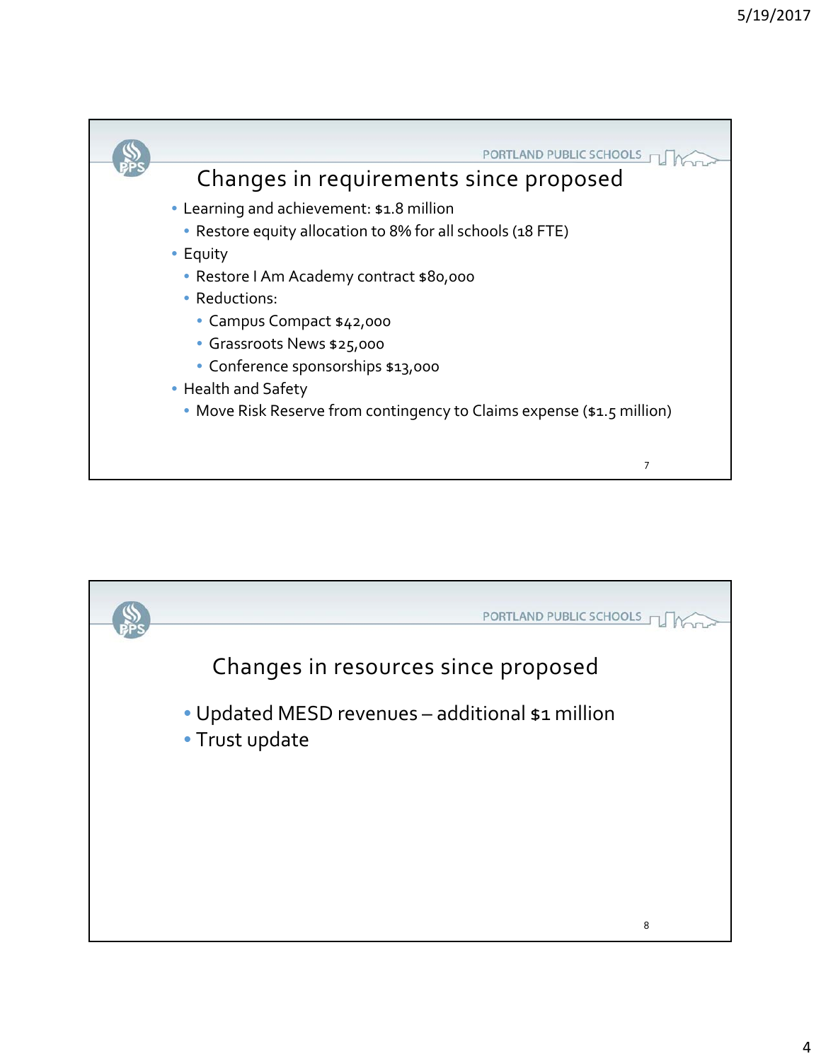## Changes in requirements since proposed

- Learning and achievement: $1.8 million
  - Restore equity allocation to 8% for all schools (18 FTE)
- Equity
  - Restore I Am Academy contract $80,000
  - Reductions:
    - Campus Compact $42,000
    - Grassroots News $25,000
    - Conference sponsorships $13,000
- Health and Safety
  - Move Risk Reserve from contingency to Claims expense ($1.5 million)

## Changes in resources since proposed

- Updated MESD revenues – additional $1 million
- Trust update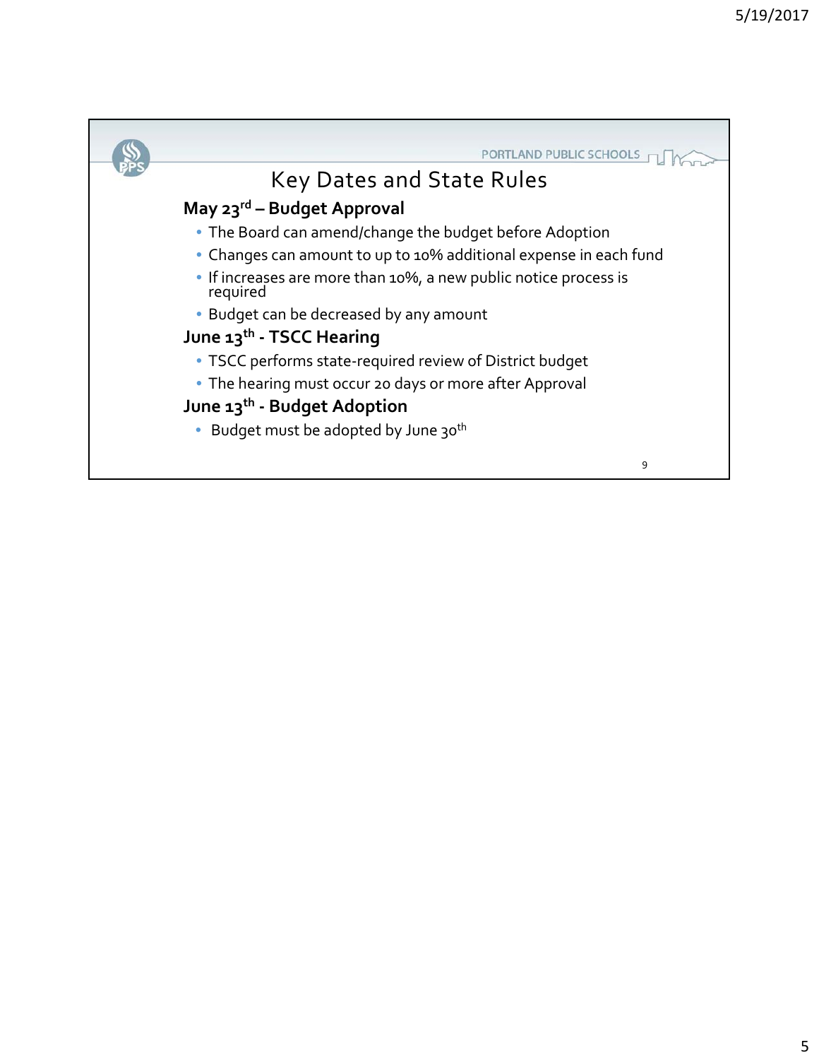# Key Dates and State Rules

**May 23rd – Budget Approval**

- The Board can amend/change the budget before Adoption
- Changes can amount to up to 10% additional expense in each fund
- If increases are more than 10%, a new public notice process is required
- Budget can be decreased by any amount

**June 13th - TSCC Hearing**

- TSCC performs state-required review of District budget
- The hearing must occur 20 days or more after Approval

**June 13th - Budget Adoption**

- Budget must be adopted by June 30th